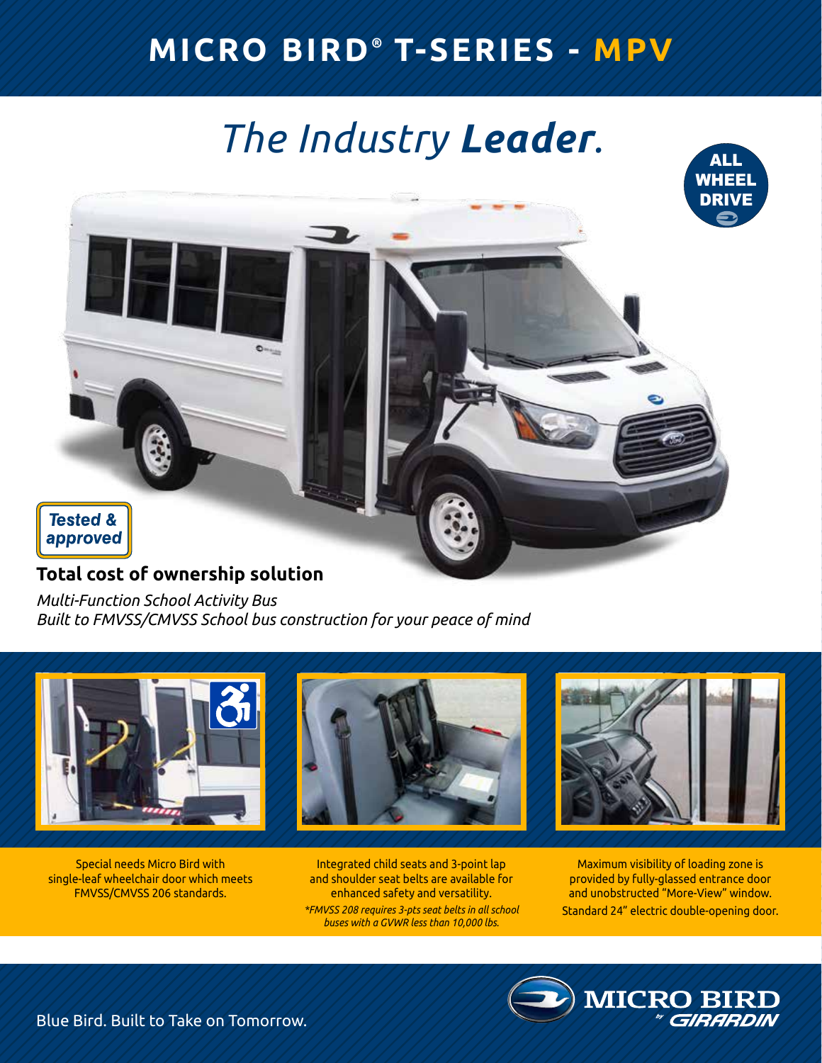# MICRO BIRD® T-SERIES - MPV

## *The Industry **Leader**.*

ALL WHEEL DRIVE

Tested & approved

### Total cost of ownership solution

*Multi-Function School Activity Bus*
*Built to FMVSS/CMVSS School bus construction for your peace of mind*

Special needs Micro Bird with single-leaf wheelchair door which meets FMVSS/CMVSS 206 standards.

Integrated child seats and 3-point lap and shoulder seat belts are available for enhanced safety and versatility.
*\*FMVSS 208 requires 3-pts seat belts in all school buses with a GVWR less than 10,000 lbs.*

Maximum visibility of loading zone is provided by fully-glassed entrance door and unobstructed "More-View" window.
Standard 24" electric double-opening door.

Blue Bird. Built to Take on Tomorrow.

MICRO BIRD by GIRARDIN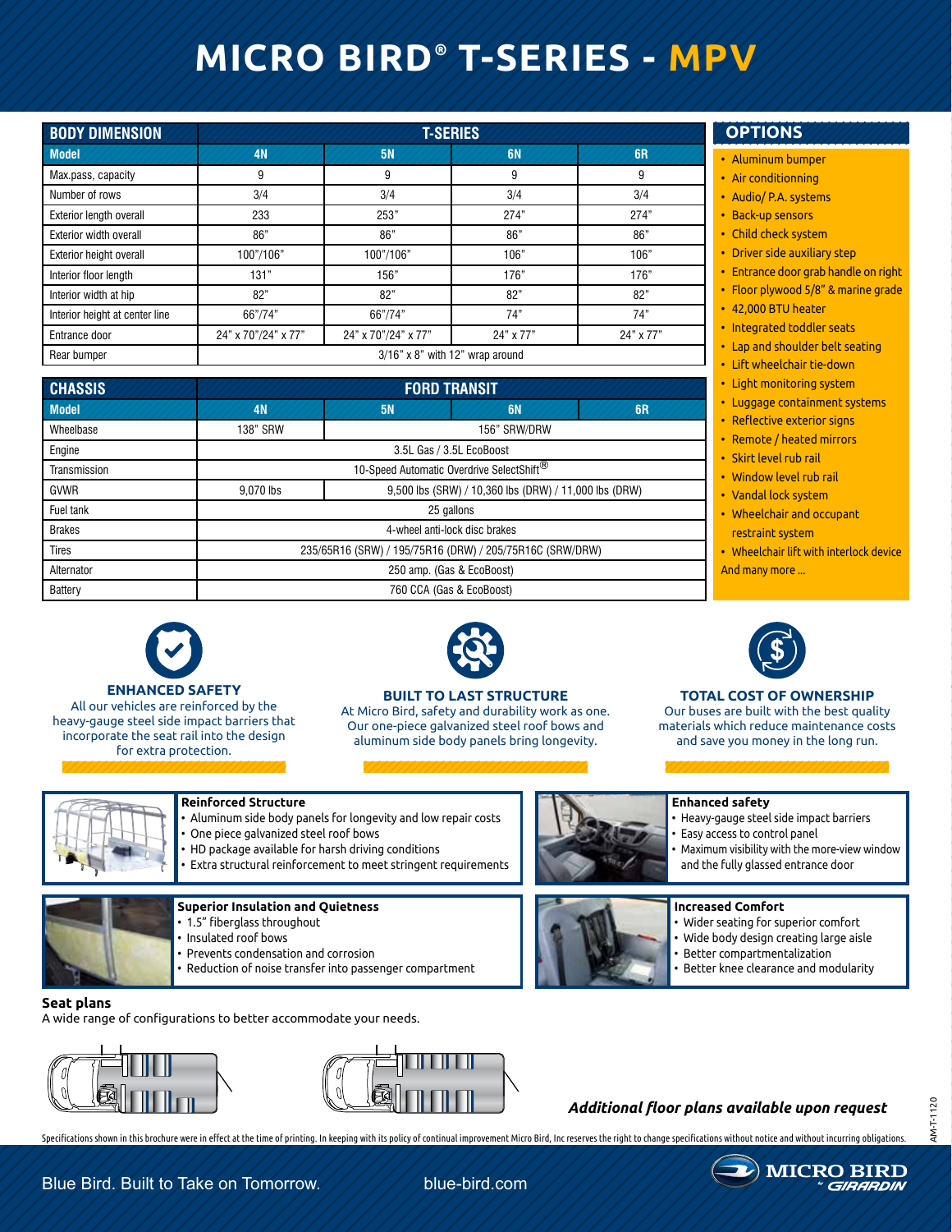# MICRO BIRD® T-SERIES - MPV

| BODY DIMENSION | T-SERIES | | | |
|---|---|---|---|---|
| **Model** | **4N** | **5N** | **6N** | **6R** |
| Max.pass. capacity | 9 | 9 | 9 | 9 |
| Number of rows | 3/4 | 3/4 | 3/4 | 3/4 |
| Exterior length overall | 233 | 253" | 274" | 274" |
| Exterior width overall | 86" | 86" | 86" | 86" |
| Exterior height overall | 100"/106" | 100"/106" | 106" | 106" |
| Interior floor length | 131" | 156" | 176" | 176" |
| Interior width at hip | 82" | 82" | 82" | 82" |
| Interior height at center line | 66"/74" | 66"/74" | 74" | 74" |
| Entrance door | 24" x 70"/24" x 77" | 24" x 70"/24" x 77" | 24" x 77" | 24" x 77" |
| Rear bumper | 3/16" x 8" with 12" wrap around | | | |

| CHASSIS | FORD TRANSIT | | | |
|---|---|---|---|---|
| **Model** | **4N** | **5N** | **6N** | **6R** |
| Wheelbase | 138" SRW | 156" SRW/DRW | | |
| Engine | 3.5L Gas / 3.5L EcoBoost | | | |
| Transmission | 10-Speed Automatic Overdrive SelectShift® | | | |
| GVWR | 9,070 lbs | 9,500 lbs (SRW) / 10,360 lbs (DRW) / 11,000 lbs (DRW) | | |
| Fuel tank | 25 gallons | | | |
| Brakes | 4-wheel anti-lock disc brakes | | | |
| Tires | 235/65R16 (SRW) / 195/75R16 (DRW) / 205/75R16C (SRW/DRW) | | | |
| Alternator | 250 amp. (Gas & EcoBoost) | | | |
| Battery | 760 CCA (Gas & EcoBoost) | | | |

## OPTIONS

- Aluminum bumper
- Air conditioning
- Audio/ P.A. systems
- Back-up sensors
- Child check system
- Driver side auxiliary step
- Entrance door grab handle on right
- Floor plywood 5/8" & marine grade
- 42,000 BTU heater
- Integrated toddler seats
- Lap and shoulder belt seating
- Lift wheelchair tie-down
- Light monitoring system
- Luggage containment systems
- Reflective exterior signs
- Remote / heated mirrors
- Skirt level rub rail
- Window level rub rail
- Vandal lock system
- Wheelchair and occupant restraint system
- Wheelchair lift with interlock device

And many more ...

**ENHANCED SAFETY**

All our vehicles are reinforced by the heavy-gauge steel side impact barriers that incorporate the seat rail into the design for extra protection.

**BUILT TO LAST STRUCTURE**

At Micro Bird, safety and durability work as one. Our one-piece galvanized steel roof bows and aluminum side body panels bring longevity.

**TOTAL COST OF OWNERSHIP**

Our buses are built with the best quality materials which reduce maintenance costs and save you money in the long run.

**Reinforced Structure**
- Aluminum side body panels for longevity and low repair costs
- One piece galvanized steel roof bows
- HD package available for harsh driving conditions
- Extra structural reinforcement to meet stringent requirements

**Enhanced safety**
- Heavy-gauge steel side impact barriers
- Easy access to control panel
- Maximum visibility with the more-view window and the fully glassed entrance door

**Superior Insulation and Quietness**
- 1.5" fiberglass throughout
- Insulated roof bows
- Prevents condensation and corrosion
- Reduction of noise transfer into passenger compartment

**Increased Comfort**
- Wider seating for superior comfort
- Wide body design creating large aisle
- Better compartmentalization
- Better knee clearance and modularity

**Seat plans**

A wide range of configurations to better accommodate your needs.

***Additional floor plans available upon request***

AM-T-1120

Specifications shown in this brochure were in effect at the time of printing. In keeping with its policy of continual improvement Micro Bird, Inc reserves the right to change specifications without notice and without incurring obligations.

Blue Bird. Built to Take on Tomorrow. blue-bird.com

MICRO BIRD by GIRARDIN